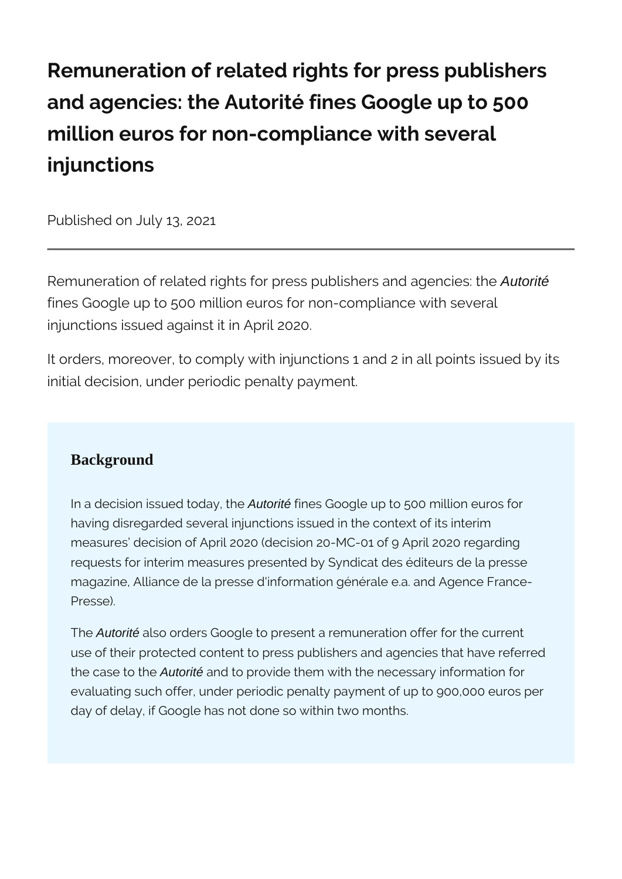# Remuneration of related rights for press publishers and agencies: the Autorité fines Google up to 500 million euros for non-compliance with several injunctions

Published on July 13, 2021

---

Remuneration of related rights for press publishers and agencies: the *Autorité* fines Google up to 500 million euros for non-compliance with several injunctions issued against it in April 2020.

It orders, moreover, to comply with injunctions 1 and 2 in all points issued by its initial decision, under periodic penalty payment.

## Background

In a decision issued today, the *Autorité* fines Google up to 500 million euros for having disregarded several injunctions issued in the context of its interim measures' decision of April 2020 (decision 20-MC-01 of 9 April 2020 regarding requests for interim measures presented by Syndicat des éditeurs de la presse magazine, Alliance de la presse d'information générale e.a. and Agence France-Presse).

The *Autorité* also orders Google to present a remuneration offer for the current use of their protected content to press publishers and agencies that have referred the case to the *Autorité* and to provide them with the necessary information for evaluating such offer, under periodic penalty payment of up to 900,000 euros per day of delay, if Google has not done so within two months.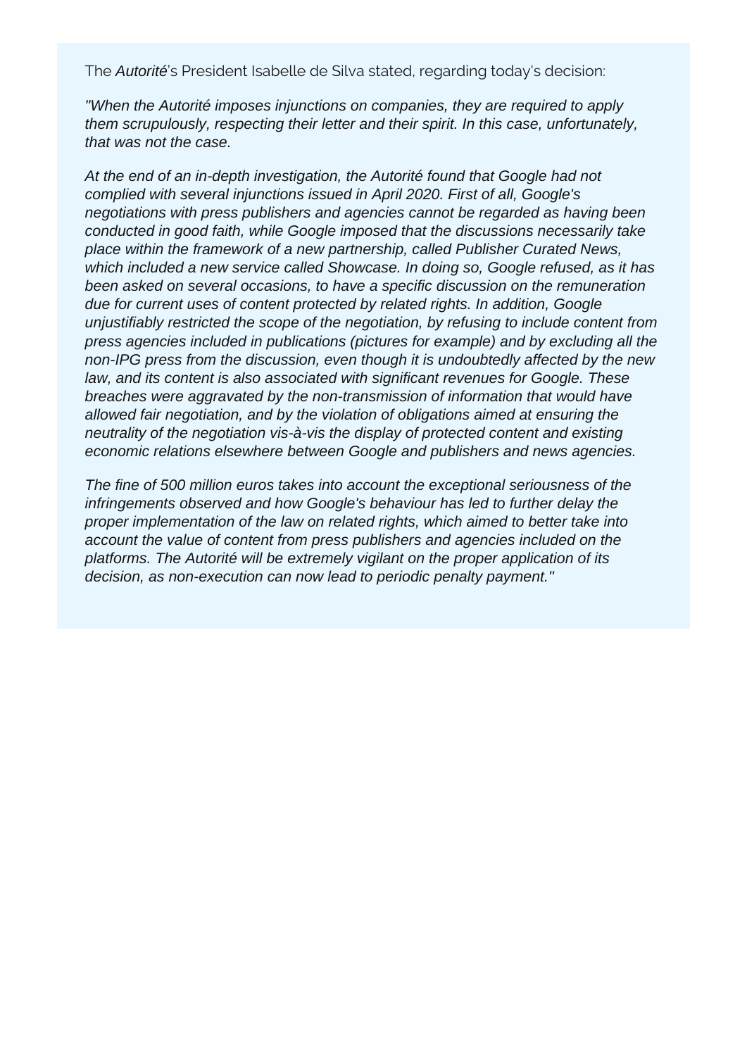The *Autorité*'s President Isabelle de Silva stated, regarding today's decision:

*"When the Autorité imposes injunctions on companies, they are required to apply them scrupulously, respecting their letter and their spirit. In this case, unfortunately, that was not the case.*

*At the end of an in-depth investigation, the Autorité found that Google had not complied with several injunctions issued in April 2020. First of all, Google's negotiations with press publishers and agencies cannot be regarded as having been conducted in good faith, while Google imposed that the discussions necessarily take place within the framework of a new partnership, called Publisher Curated News, which included a new service called Showcase. In doing so, Google refused, as it has been asked on several occasions, to have a specific discussion on the remuneration due for current uses of content protected by related rights. In addition, Google unjustifiably restricted the scope of the negotiation, by refusing to include content from press agencies included in publications (pictures for example) and by excluding all the non-IPG press from the discussion, even though it is undoubtedly affected by the new law, and its content is also associated with significant revenues for Google. These breaches were aggravated by the non-transmission of information that would have allowed fair negotiation, and by the violation of obligations aimed at ensuring the neutrality of the negotiation vis-à-vis the display of protected content and existing economic relations elsewhere between Google and publishers and news agencies.*

*The fine of 500 million euros takes into account the exceptional seriousness of the infringements observed and how Google's behaviour has led to further delay the proper implementation of the law on related rights, which aimed to better take into account the value of content from press publishers and agencies included on the platforms. The Autorité will be extremely vigilant on the proper application of its decision, as non-execution can now lead to periodic penalty payment."*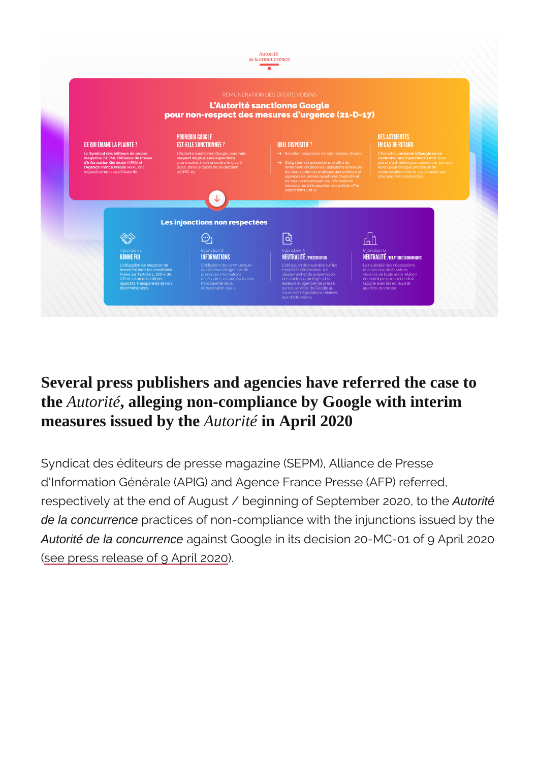Autorité de la concurrence

RÉMUNÉRATION DES DROITS VOISINS

**L'Autorité sanctionne Google pour non-respect des mesures d'urgence (21-D-17)**

**DE QUI ÉMANE LA PLAINTE ?**

Le **Syndicat des éditeurs de presse magazine** (SEPM), **l'Alliance de Presse d'Information Générale** (APIG) et **l'Agence France Presse** (AFP), ont respectivement saisi l'Autorité.

**POURQUOI GOOGLE EST-ELLE SANCTIONNÉE ?**

L'Autorité sanctionne Google pour **non respect de plusieurs injonctions** prononcées à son encontre le 9 avril 2020, dans le cadre de sa décision 20-MC-01.

**QUEL DISPOSITIF ?**

- → Sanction pécuniaire de 500 millions d'euros
- → Obligation de présenter une offre de rémunération pour les utilisations actuelles de leurs contenus protégés aux éditeurs et agences de presse ayant saisi l'Autorité et de leur communiquer les informations nécessaires à l'évaluation d'une telle offre (injonctions 1 et 2).

**DES ASTREINTES EN CAS DE RETARD**

L'Autorité a **ordonné à Google de se conformer aux injonctions 1 et 2**, sous peine d'astreintes journalières de 300 000 euros pour chaque processus de renégociation initié le cas échéant par chacune des saisissantes.

**Les injonctions non respectées**

Injonction 1
**BONNE FOI**
L'obligation de négocier de bonne foi dans les conditions fixées par l'article L. 218-4 du CPI et selon des critères objectifs, transparents et non discriminatoires.

Injonction 2
**INFORMATIONS**
L'obligation de communiquer aux éditeurs et agences de presse les informations nécessaires « à une évaluation transparente de la rémunération due ».

Injonction 5
**NEUTRALITÉ / PRÉSENTATION**
L'obligation de neutralité sur les modalités d'indexation, de classement et de présentation des contenus protégés des éditeurs et agences de presse sur les services de Google au cours des négociations relatives aux droits voisins.

Injonction 6
**NEUTRALITÉ / RELATIONS ÉCONOMIQUES**
La neutralité des négociations relatives aux droits voisins vis-à-vis de toute autre relation économique qu'entretiendrait Google avec les éditeurs et agences de presse.

## Several press publishers and agencies have referred the case to the *Autorité*, alleging non-compliance by Google with interim measures issued by the *Autorité* in April 2020

Syndicat des éditeurs de presse magazine (SEPM), Alliance de Presse d'Information Générale (APIG) and Agence France Presse (AFP) referred, respectively at the end of August / beginning of September 2020, to the *Autorité de la concurrence* practices of non-compliance with the injunctions issued by the *Autorité de la concurrence* against Google in its decision 20-MC-01 of 9 April 2020 (see press release of 9 April 2020).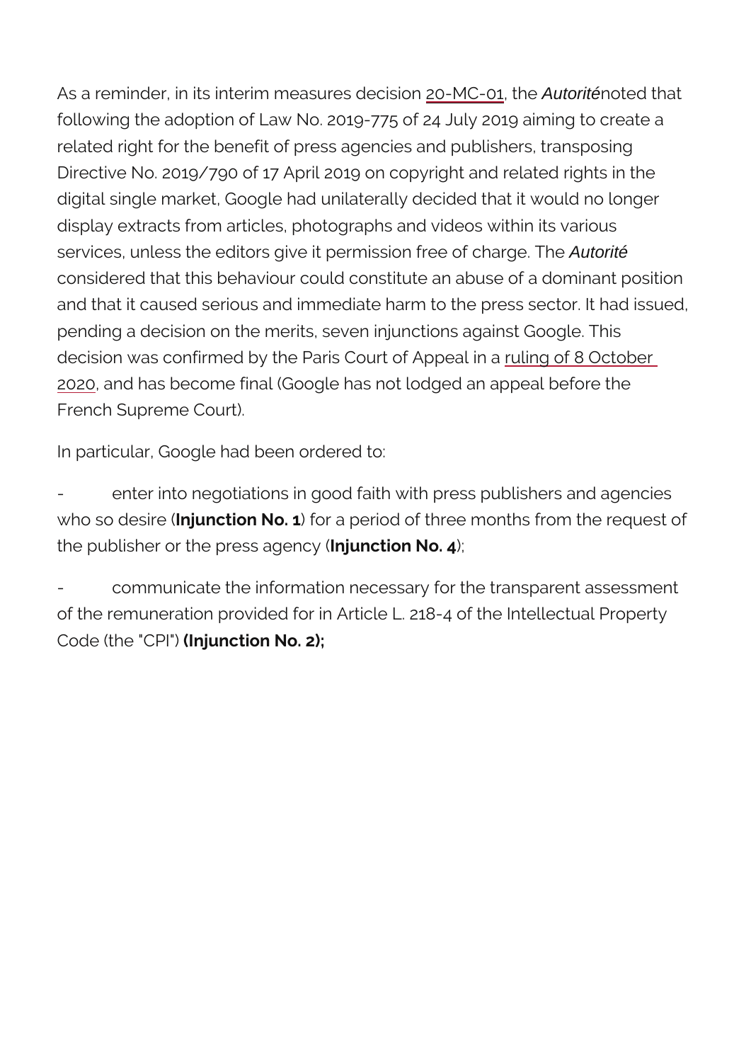As a reminder, in its interim measures decision 20-MC-01, the *Autorité* noted that following the adoption of Law No. 2019-775 of 24 July 2019 aiming to create a related right for the benefit of press agencies and publishers, transposing Directive No. 2019/790 of 17 April 2019 on copyright and related rights in the digital single market, Google had unilaterally decided that it would no longer display extracts from articles, photographs and videos within its various services, unless the editors give it permission free of charge. The *Autorité* considered that this behaviour could constitute an abuse of a dominant position and that it caused serious and immediate harm to the press sector. It had issued, pending a decision on the merits, seven injunctions against Google. This decision was confirmed by the Paris Court of Appeal in a ruling of 8 October 2020, and has become final (Google has not lodged an appeal before the French Supreme Court).

In particular, Google had been ordered to:

- enter into negotiations in good faith with press publishers and agencies who so desire (**Injunction No. 1**) for a period of three months from the request of the publisher or the press agency (**Injunction No. 4**);

- communicate the information necessary for the transparent assessment of the remuneration provided for in Article L. 218-4 of the Intellectual Property Code (the "CPI") **(Injunction No. 2);**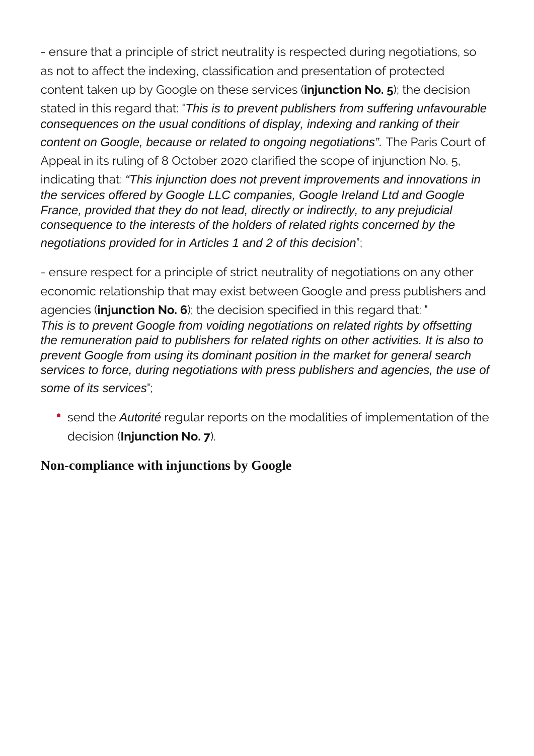- ensure that a principle of strict neutrality is respected during negotiations, so as not to affect the indexing, classification and presentation of protected content taken up by Google on these services (**injunction No. 5**); the decision stated in this regard that: "*This is to prevent publishers from suffering unfavourable consequences on the usual conditions of display, indexing and ranking of their content on Google, because or related to ongoing negotiations".* The Paris Court of Appeal in its ruling of 8 October 2020 clarified the scope of injunction No. 5, indicating that: *"This injunction does not prevent improvements and innovations in the services offered by Google LLC companies, Google Ireland Ltd and Google France, provided that they do not lead, directly or indirectly, to any prejudicial consequence to the interests of the holders of related rights concerned by the negotiations provided for in Articles 1 and 2 of this decision*";

- ensure respect for a principle of strict neutrality of negotiations on any other economic relationship that may exist between Google and press publishers and agencies (**injunction No. 6**); the decision specified in this regard that: "*This is to prevent Google from voiding negotiations on related rights by offsetting the remuneration paid to publishers for related rights on other activities. It is also to prevent Google from using its dominant position in the market for general search services to force, during negotiations with press publishers and agencies, the use of some of its services*";

- send the *Autorité* regular reports on the modalities of implementation of the decision (**Injunction No. 7**).

## Non-compliance with injunctions by Google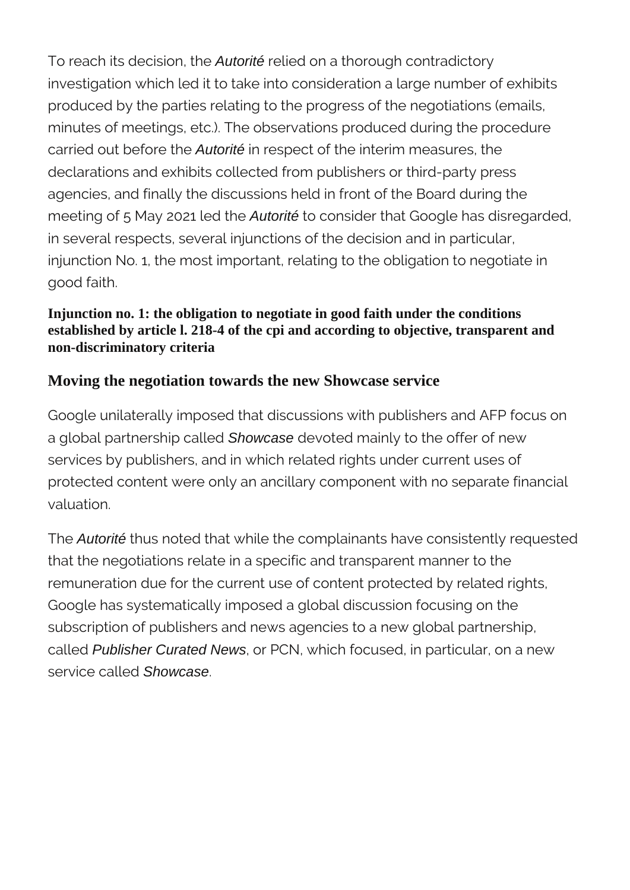To reach its decision, the *Autorité* relied on a thorough contradictory investigation which led it to take into consideration a large number of exhibits produced by the parties relating to the progress of the negotiations (emails, minutes of meetings, etc.). The observations produced during the procedure carried out before the *Autorité* in respect of the interim measures, the declarations and exhibits collected from publishers or third-party press agencies, and finally the discussions held in front of the Board during the meeting of 5 May 2021 led the *Autorité* to consider that Google has disregarded, in several respects, several injunctions of the decision and in particular, injunction No. 1, the most important, relating to the obligation to negotiate in good faith.

#### Injunction no. 1: the obligation to negotiate in good faith under the conditions established by article l. 218-4 of the cpi and according to objective, transparent and non-discriminatory criteria

### Moving the negotiation towards the new Showcase service

Google unilaterally imposed that discussions with publishers and AFP focus on a global partnership called *Showcase* devoted mainly to the offer of new services by publishers, and in which related rights under current uses of protected content were only an ancillary component with no separate financial valuation.

The *Autorité* thus noted that while the complainants have consistently requested that the negotiations relate in a specific and transparent manner to the remuneration due for the current use of content protected by related rights, Google has systematically imposed a global discussion focusing on the subscription of publishers and news agencies to a new global partnership, called *Publisher Curated News*, or PCN, which focused, in particular, on a new service called *Showcase*.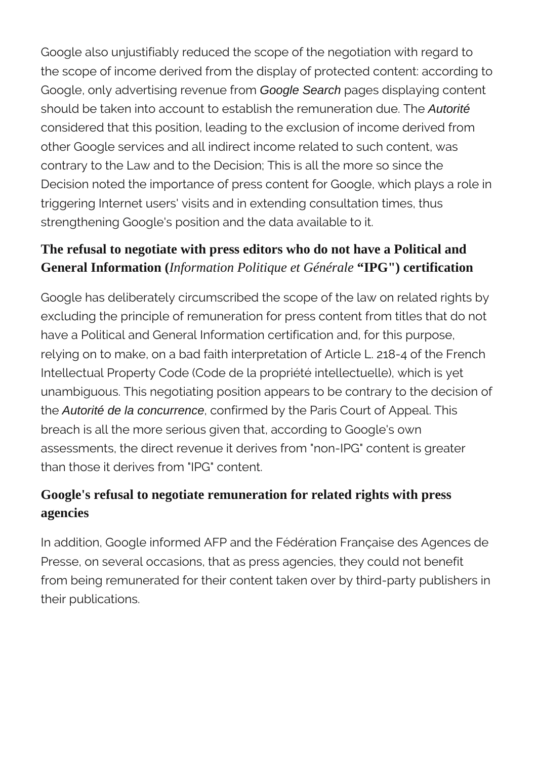Google also unjustifiably reduced the scope of the negotiation with regard to the scope of income derived from the display of protected content: according to Google, only advertising revenue from *Google Search* pages displaying content should be taken into account to establish the remuneration due. The *Autorité* considered that this position, leading to the exclusion of income derived from other Google services and all indirect income related to such content, was contrary to the Law and to the Decision; This is all the more so since the Decision noted the importance of press content for Google, which plays a role in triggering Internet users' visits and in extending consultation times, thus strengthening Google's position and the data available to it.

### The refusal to negotiate with press editors who do not have a Political and General Information (*Information Politique et Générale* "IPG") certification

Google has deliberately circumscribed the scope of the law on related rights by excluding the principle of remuneration for press content from titles that do not have a Political and General Information certification and, for this purpose, relying on to make, on a bad faith interpretation of Article L. 218-4 of the French Intellectual Property Code (Code de la propriété intellectuelle), which is yet unambiguous. This negotiating position appears to be contrary to the decision of the *Autorité de la concurrence*, confirmed by the Paris Court of Appeal. This breach is all the more serious given that, according to Google's own assessments, the direct revenue it derives from "non-IPG" content is greater than those it derives from "IPG" content.

### Google's refusal to negotiate remuneration for related rights with press agencies

In addition, Google informed AFP and the Fédération Française des Agences de Presse, on several occasions, that as press agencies, they could not benefit from being remunerated for their content taken over by third-party publishers in their publications.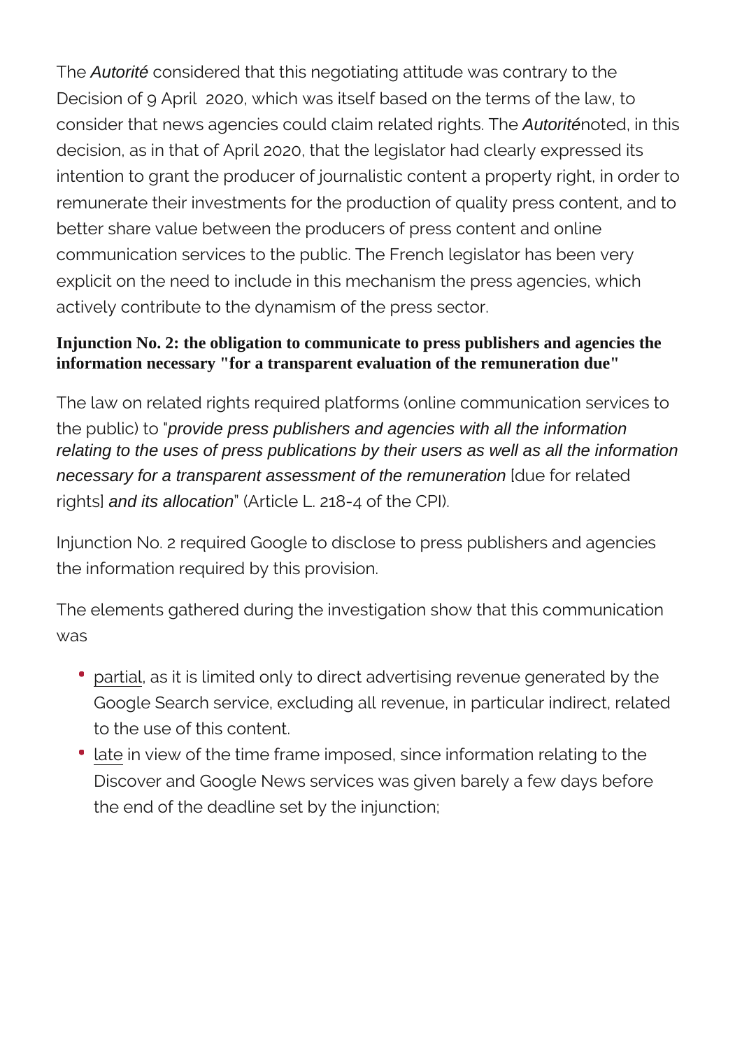The *Autorité* considered that this negotiating attitude was contrary to the Decision of 9 April 2020, which was itself based on the terms of the law, to consider that news agencies could claim related rights. The *Autorité* noted, in this decision, as in that of April 2020, that the legislator had clearly expressed its intention to grant the producer of journalistic content a property right, in order to remunerate their investments for the production of quality press content, and to better share value between the producers of press content and online communication services to the public. The French legislator has been very explicit on the need to include in this mechanism the press agencies, which actively contribute to the dynamism of the press sector.

**Injunction No. 2: the obligation to communicate to press publishers and agencies the information necessary "for a transparent evaluation of the remuneration due"**

The law on related rights required platforms (online communication services to the public) to "*provide press publishers and agencies with all the information relating to the uses of press publications by their users as well as all the information necessary for a transparent assessment of the remuneration* [due for related rights] *and its allocation*" (Article L. 218-4 of the CPI).

Injunction No. 2 required Google to disclose to press publishers and agencies the information required by this provision.

The elements gathered during the investigation show that this communication was

- partial, as it is limited only to direct advertising revenue generated by the Google Search service, excluding all revenue, in particular indirect, related to the use of this content.
- late in view of the time frame imposed, since information relating to the Discover and Google News services was given barely a few days before the end of the deadline set by the injunction;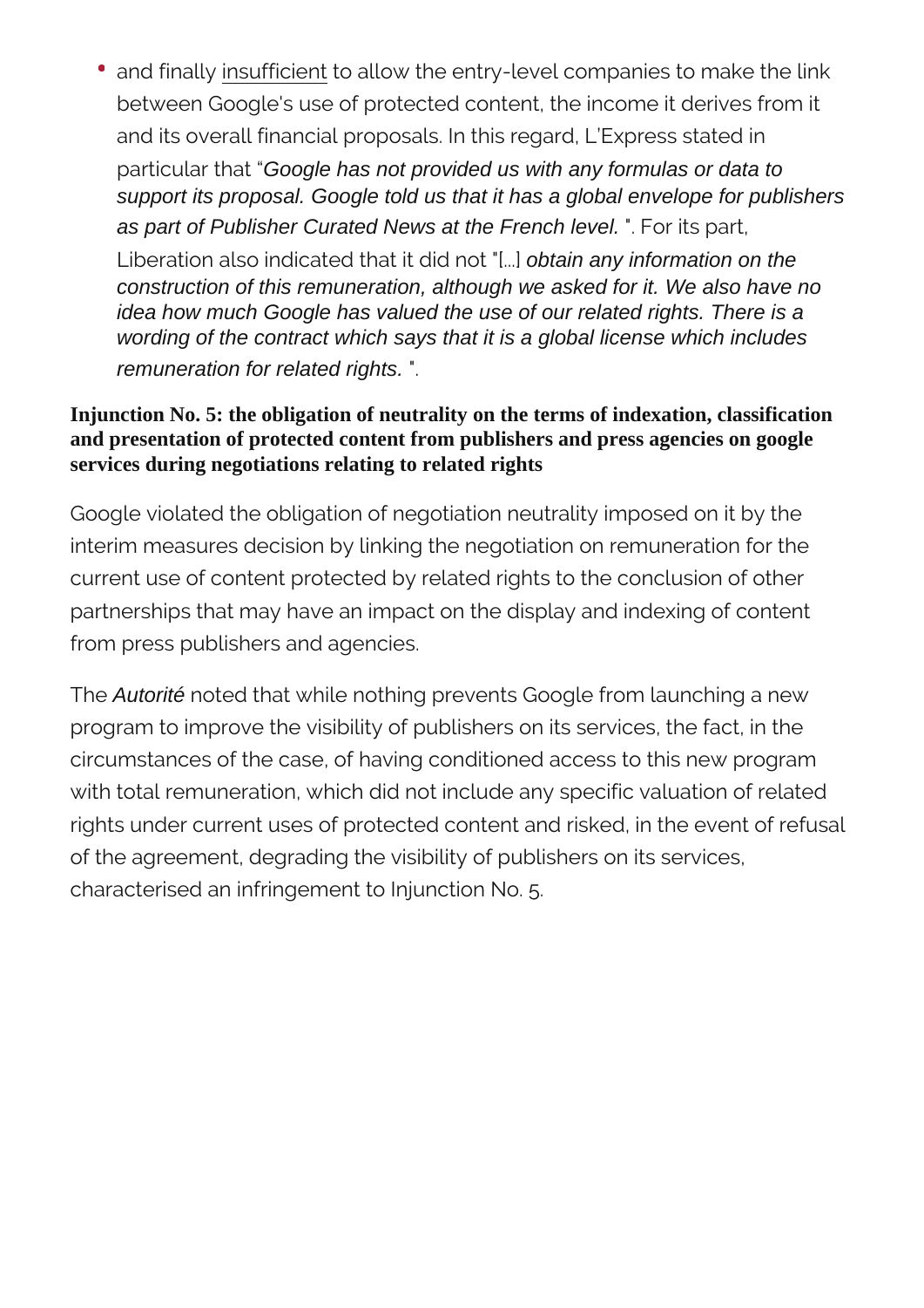- and finally insufficient to allow the entry-level companies to make the link between Google's use of protected content, the income it derives from it and its overall financial proposals. In this regard, L'Express stated in particular that "*Google has not provided us with any formulas or data to support its proposal. Google told us that it has a global envelope for publishers as part of Publisher Curated News at the French level.* ". For its part, Liberation also indicated that it did not "[...] *obtain any information on the construction of this remuneration, although we asked for it. We also have no idea how much Google has valued the use of our related rights. There is a wording of the contract which says that it is a global license which includes remuneration for related rights.* ".

**Injunction No. 5: the obligation of neutrality on the terms of indexation, classification and presentation of protected content from publishers and press agencies on google services during negotiations relating to related rights**

Google violated the obligation of negotiation neutrality imposed on it by the interim measures decision by linking the negotiation on remuneration for the current use of content protected by related rights to the conclusion of other partnerships that may have an impact on the display and indexing of content from press publishers and agencies.

The *Autorité* noted that while nothing prevents Google from launching a new program to improve the visibility of publishers on its services, the fact, in the circumstances of the case, of having conditioned access to this new program with total remuneration, which did not include any specific valuation of related rights under current uses of protected content and risked, in the event of refusal of the agreement, degrading the visibility of publishers on its services, characterised an infringement to Injunction No. 5.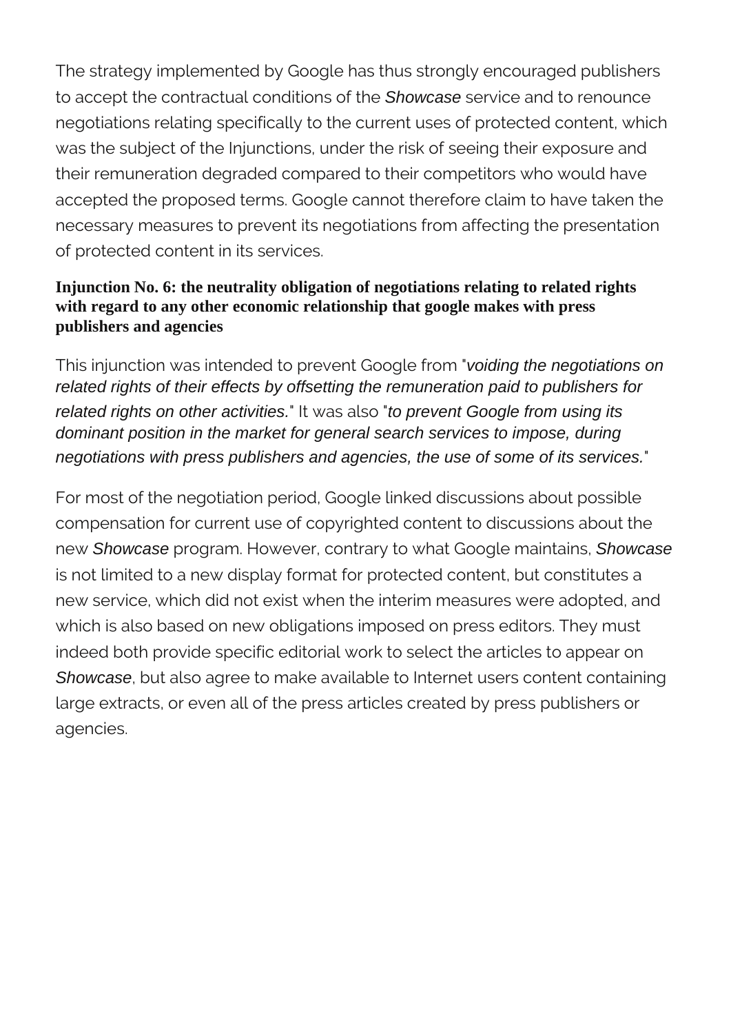The strategy implemented by Google has thus strongly encouraged publishers to accept the contractual conditions of the *Showcase* service and to renounce negotiations relating specifically to the current uses of protected content, which was the subject of the Injunctions, under the risk of seeing their exposure and their remuneration degraded compared to their competitors who would have accepted the proposed terms. Google cannot therefore claim to have taken the necessary measures to prevent its negotiations from affecting the presentation of protected content in its services.

**Injunction No. 6: the neutrality obligation of negotiations relating to related rights with regard to any other economic relationship that google makes with press publishers and agencies**

This injunction was intended to prevent Google from "*voiding the negotiations on related rights of their effects by offsetting the remuneration paid to publishers for related rights on other activities.*" It was also "*to prevent Google from using its dominant position in the market for general search services to impose, during negotiations with press publishers and agencies, the use of some of its services.*"

For most of the negotiation period, Google linked discussions about possible compensation for current use of copyrighted content to discussions about the new *Showcase* program. However, contrary to what Google maintains, *Showcase* is not limited to a new display format for protected content, but constitutes a new service, which did not exist when the interim measures were adopted, and which is also based on new obligations imposed on press editors. They must indeed both provide specific editorial work to select the articles to appear on *Showcase*, but also agree to make available to Internet users content containing large extracts, or even all of the press articles created by press publishers or agencies.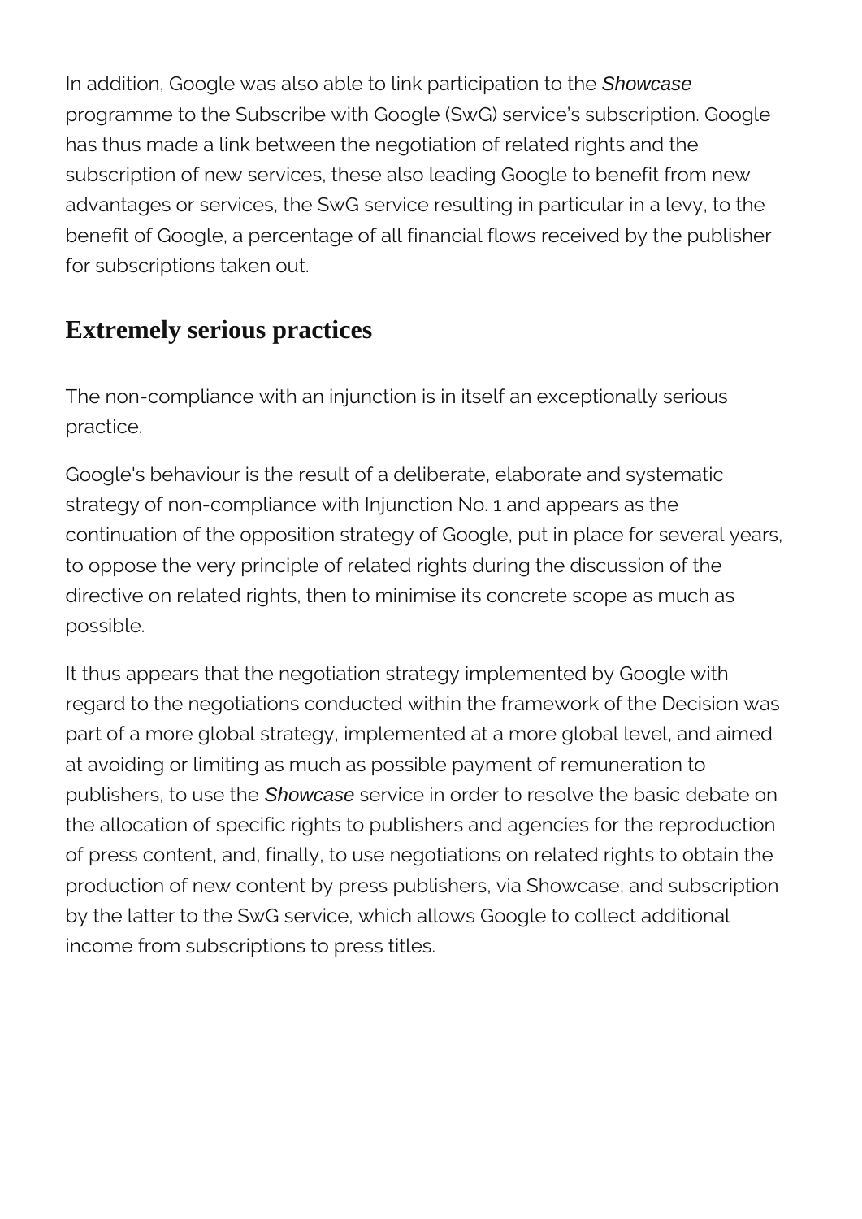In addition, Google was also able to link participation to the *Showcase* programme to the Subscribe with Google (SwG) service's subscription. Google has thus made a link between the negotiation of related rights and the subscription of new services, these also leading Google to benefit from new advantages or services, the SwG service resulting in particular in a levy, to the benefit of Google, a percentage of all financial flows received by the publisher for subscriptions taken out.

## Extremely serious practices

The non-compliance with an injunction is in itself an exceptionally serious practice.

Google's behaviour is the result of a deliberate, elaborate and systematic strategy of non-compliance with Injunction No. 1 and appears as the continuation of the opposition strategy of Google, put in place for several years, to oppose the very principle of related rights during the discussion of the directive on related rights, then to minimise its concrete scope as much as possible.

It thus appears that the negotiation strategy implemented by Google with regard to the negotiations conducted within the framework of the Decision was part of a more global strategy, implemented at a more global level, and aimed at avoiding or limiting as much as possible payment of remuneration to publishers, to use the *Showcase* service in order to resolve the basic debate on the allocation of specific rights to publishers and agencies for the reproduction of press content, and, finally, to use negotiations on related rights to obtain the production of new content by press publishers, via Showcase, and subscription by the latter to the SwG service, which allows Google to collect additional income from subscriptions to press titles.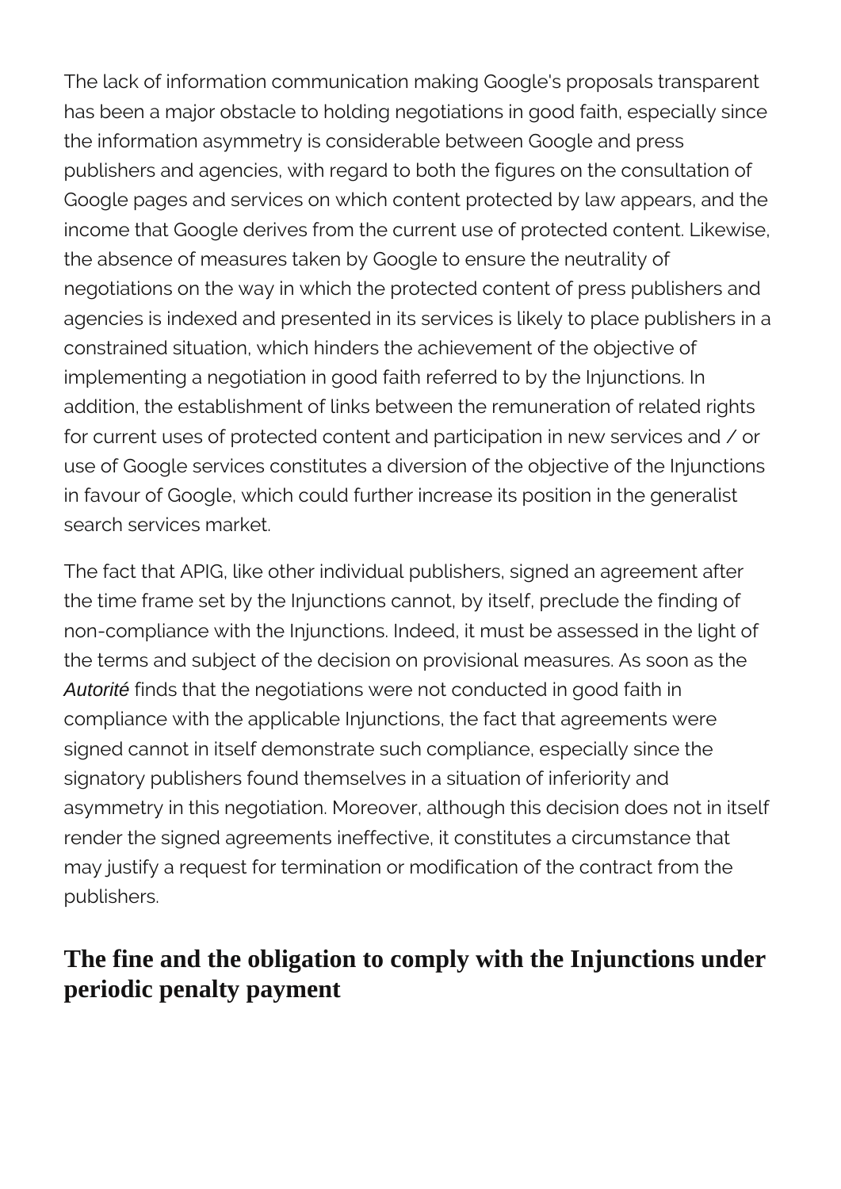The lack of information communication making Google's proposals transparent has been a major obstacle to holding negotiations in good faith, especially since the information asymmetry is considerable between Google and press publishers and agencies, with regard to both the figures on the consultation of Google pages and services on which content protected by law appears, and the income that Google derives from the current use of protected content. Likewise, the absence of measures taken by Google to ensure the neutrality of negotiations on the way in which the protected content of press publishers and agencies is indexed and presented in its services is likely to place publishers in a constrained situation, which hinders the achievement of the objective of implementing a negotiation in good faith referred to by the Injunctions. In addition, the establishment of links between the remuneration of related rights for current uses of protected content and participation in new services and / or use of Google services constitutes a diversion of the objective of the Injunctions in favour of Google, which could further increase its position in the generalist search services market.

The fact that APIG, like other individual publishers, signed an agreement after the time frame set by the Injunctions cannot, by itself, preclude the finding of non-compliance with the Injunctions. Indeed, it must be assessed in the light of the terms and subject of the decision on provisional measures. As soon as the *Autorité* finds that the negotiations were not conducted in good faith in compliance with the applicable Injunctions, the fact that agreements were signed cannot in itself demonstrate such compliance, especially since the signatory publishers found themselves in a situation of inferiority and asymmetry in this negotiation. Moreover, although this decision does not in itself render the signed agreements ineffective, it constitutes a circumstance that may justify a request for termination or modification of the contract from the publishers.

## The fine and the obligation to comply with the Injunctions under periodic penalty payment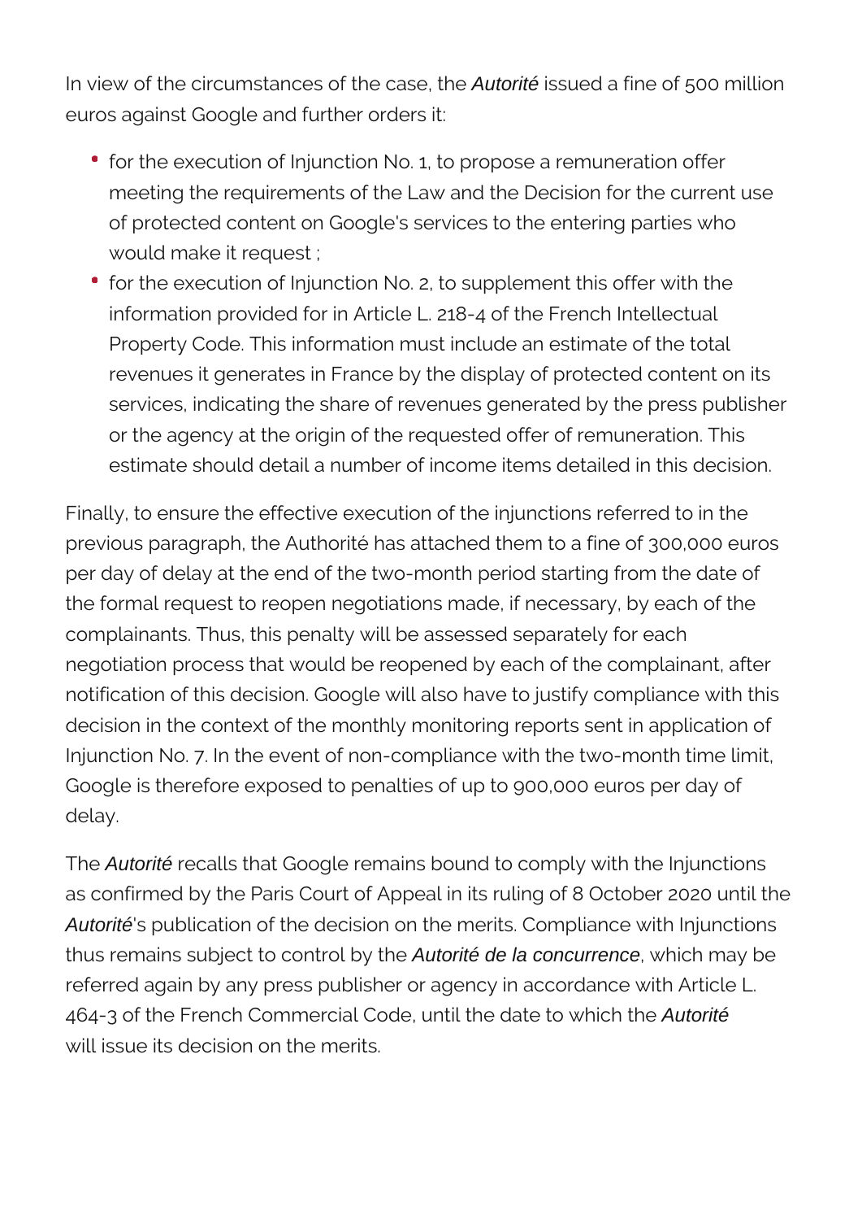In view of the circumstances of the case, the *Autorité* issued a fine of 500 million euros against Google and further orders it:

- for the execution of Injunction No. 1, to propose a remuneration offer meeting the requirements of the Law and the Decision for the current use of protected content on Google's services to the entering parties who would make it request ;
- for the execution of Injunction No. 2, to supplement this offer with the information provided for in Article L. 218-4 of the French Intellectual Property Code. This information must include an estimate of the total revenues it generates in France by the display of protected content on its services, indicating the share of revenues generated by the press publisher or the agency at the origin of the requested offer of remuneration. This estimate should detail a number of income items detailed in this decision.

Finally, to ensure the effective execution of the injunctions referred to in the previous paragraph, the Authorité has attached them to a fine of 300,000 euros per day of delay at the end of the two-month period starting from the date of the formal request to reopen negotiations made, if necessary, by each of the complainants. Thus, this penalty will be assessed separately for each negotiation process that would be reopened by each of the complainant, after notification of this decision. Google will also have to justify compliance with this decision in the context of the monthly monitoring reports sent in application of Injunction No. 7. In the event of non-compliance with the two-month time limit, Google is therefore exposed to penalties of up to 900,000 euros per day of delay.

The *Autorité* recalls that Google remains bound to comply with the Injunctions as confirmed by the Paris Court of Appeal in its ruling of 8 October 2020 until the *Autorité*'s publication of the decision on the merits. Compliance with Injunctions thus remains subject to control by the *Autorité de la concurrence*, which may be referred again by any press publisher or agency in accordance with Article L. 464-3 of the French Commercial Code, until the date to which the *Autorité* will issue its decision on the merits.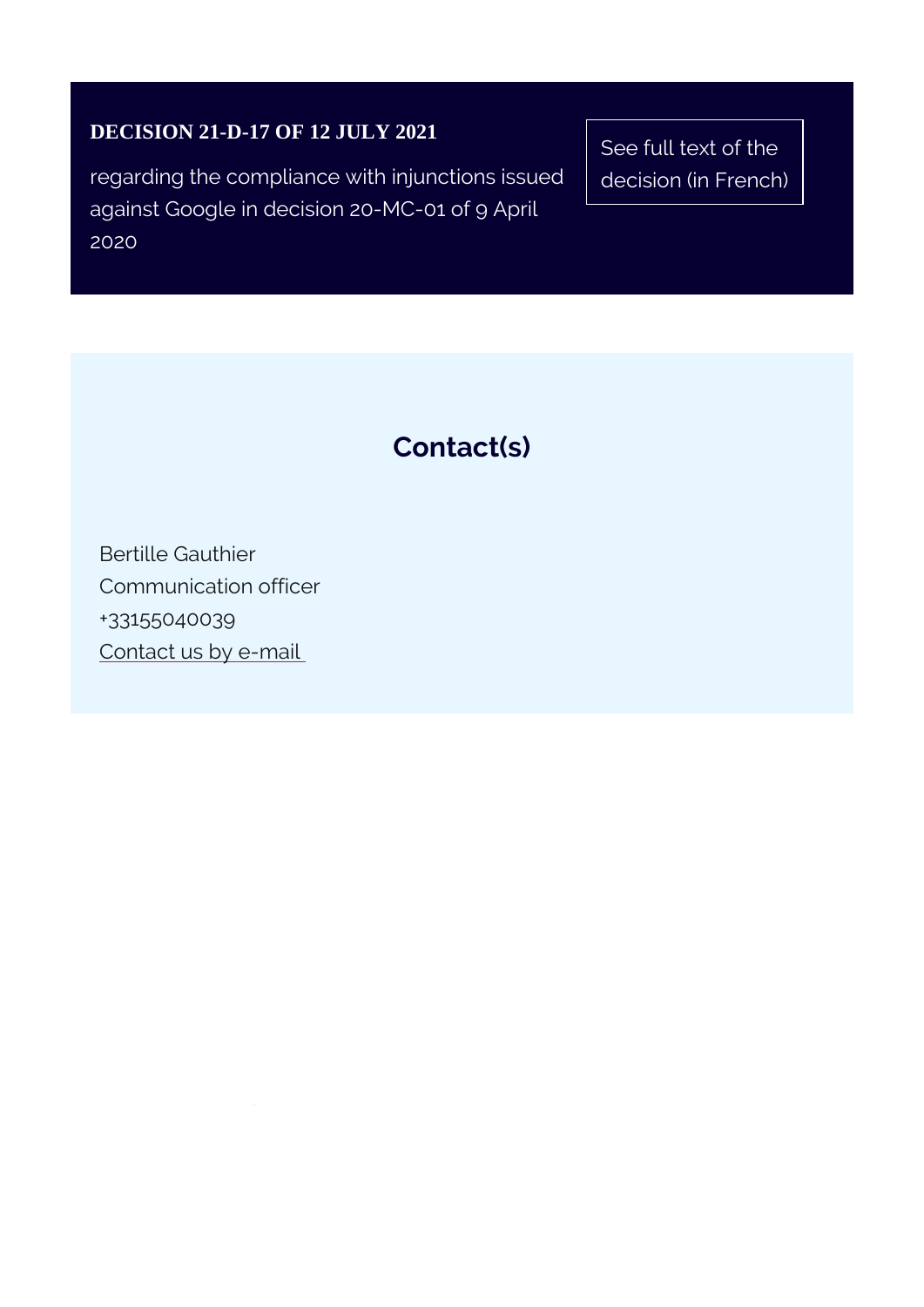**DECISION 21-D-17 OF 12 JULY 2021**

regarding the compliance with injunctions issued against Google in decision 20-MC-01 of 9 April 2020

See full text of the decision (in French)

## Contact(s)

Bertille Gauthier
Communication officer
+33155040039
Contact us by e-mail